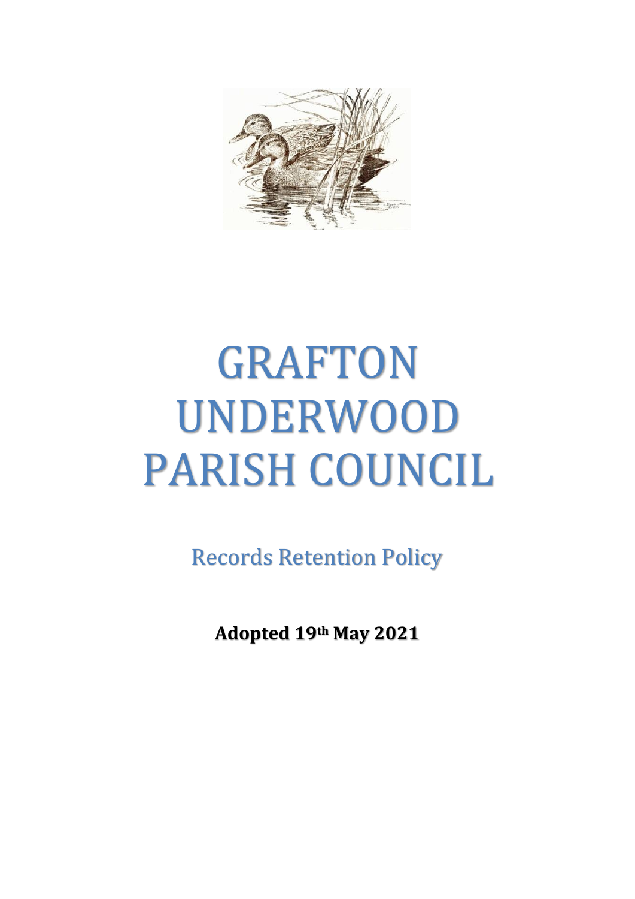# GRAFTON UNDERWOOD PARISH COUNCIL

## Records Retention Policy

**Adopted 19th May 2021**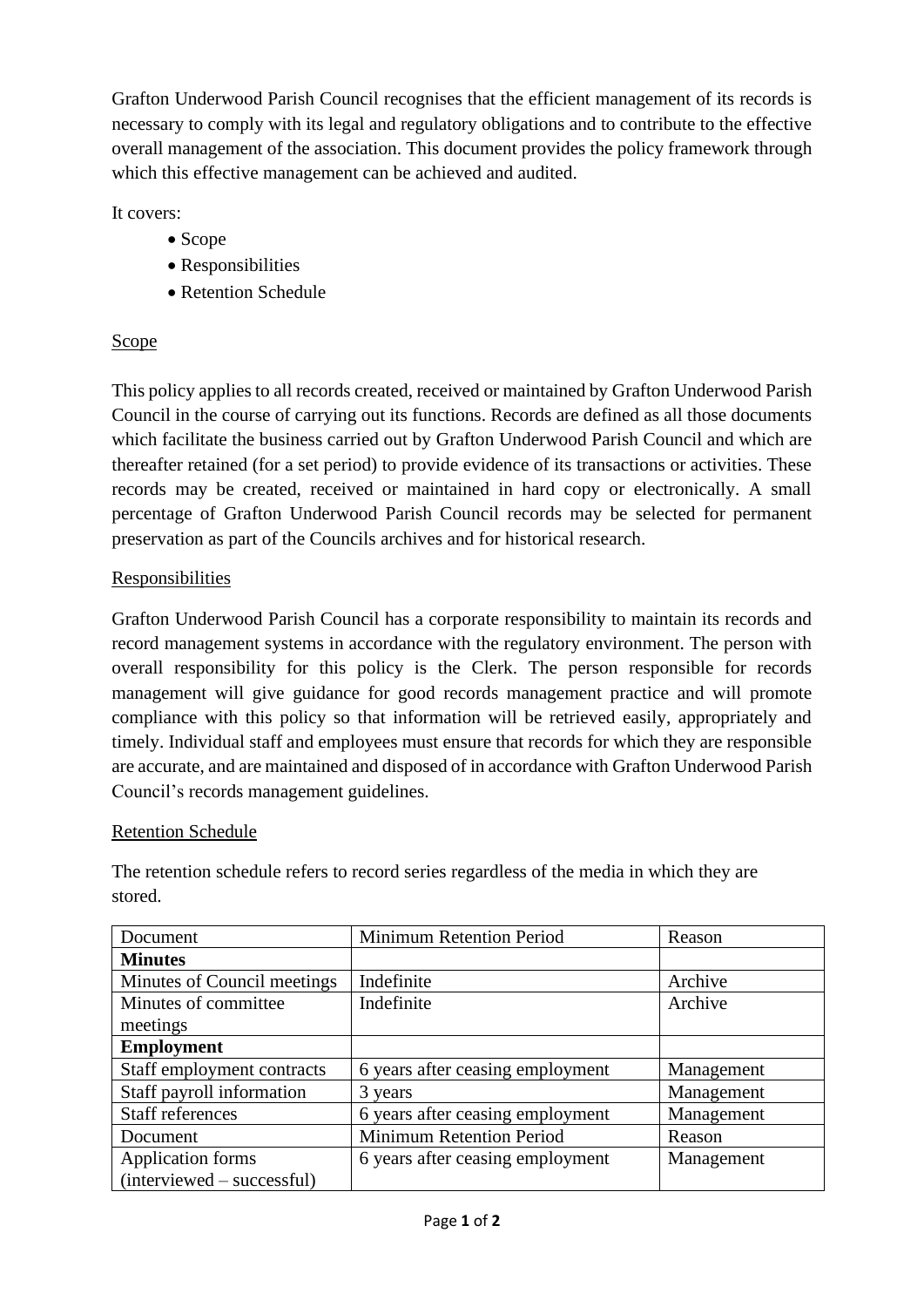Grafton Underwood Parish Council recognises that the efficient management of its records is necessary to comply with its legal and regulatory obligations and to contribute to the effective overall management of the association. This document provides the policy framework through which this effective management can be achieved and audited.

It covers:

- Scope
- Responsibilities
- Retention Schedule

## Scope

This policy applies to all records created, received or maintained by Grafton Underwood Parish Council in the course of carrying out its functions. Records are defined as all those documents which facilitate the business carried out by Grafton Underwood Parish Council and which are thereafter retained (for a set period) to provide evidence of its transactions or activities. These records may be created, received or maintained in hard copy or electronically. A small percentage of Grafton Underwood Parish Council records may be selected for permanent preservation as part of the Councils archives and for historical research.

## Responsibilities

Grafton Underwood Parish Council has a corporate responsibility to maintain its records and record management systems in accordance with the regulatory environment. The person with overall responsibility for this policy is the Clerk. The person responsible for records management will give guidance for good records management practice and will promote compliance with this policy so that information will be retrieved easily, appropriately and timely. Individual staff and employees must ensure that records for which they are responsible are accurate, and are maintained and disposed of in accordance with Grafton Underwood Parish Council's records management guidelines.

## Retention Schedule

The retention schedule refers to record series regardless of the media in which they are stored.

| Document | Minimum Retention Period | Reason |
|---|---|---|
| **Minutes** | | |
| Minutes of Council meetings | Indefinite | Archive |
| Minutes of committee meetings | Indefinite | Archive |
| **Employment** | | |
| Staff employment contracts | 6 years after ceasing employment | Management |
| Staff payroll information | 3 years | Management |
| Staff references | 6 years after ceasing employment | Management |
| Document | Minimum Retention Period | Reason |
| Application forms (interviewed – successful) | 6 years after ceasing employment | Management |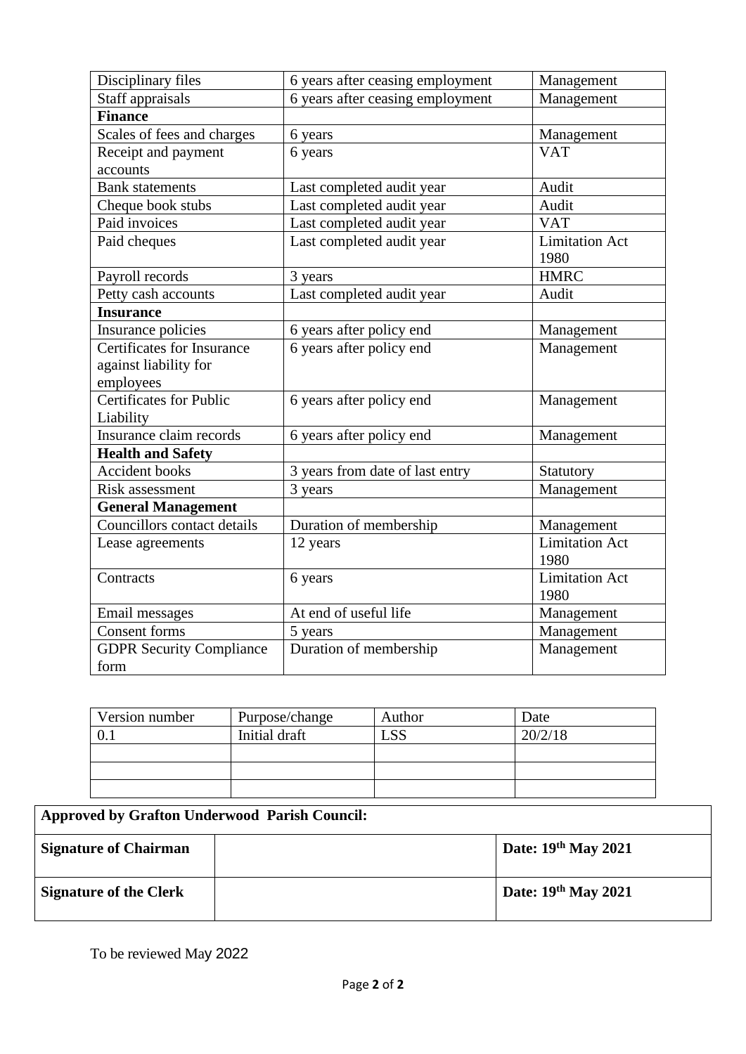| | | |
|---|---|---|
| Disciplinary files | 6 years after ceasing employment | Management |
| Staff appraisals | 6 years after ceasing employment | Management |
| **Finance** | | |
| Scales of fees and charges | 6 years | Management |
| Receipt and payment accounts | 6 years | VAT |
| Bank statements | Last completed audit year | Audit |
| Cheque book stubs | Last completed audit year | Audit |
| Paid invoices | Last completed audit year | VAT |
| Paid cheques | Last completed audit year | Limitation Act 1980 |
| Payroll records | 3 years | HMRC |
| Petty cash accounts | Last completed audit year | Audit |
| **Insurance** | | |
| Insurance policies | 6 years after policy end | Management |
| Certificates for Insurance against liability for employees | 6 years after policy end | Management |
| Certificates for Public Liability | 6 years after policy end | Management |
| Insurance claim records | 6 years after policy end | Management |
| **Health and Safety** | | |
| Accident books | 3 years from date of last entry | Statutory |
| Risk assessment | 3 years | Management |
| **General Management** | | |
| Councillors contact details | Duration of membership | Management |
| Lease agreements | 12 years | Limitation Act 1980 |
| Contracts | 6 years | Limitation Act 1980 |
| Email messages | At end of useful life | Management |
| Consent forms | 5 years | Management |
| GDPR Security Compliance form | Duration of membership | Management |

| Version number | Purpose/change | Author | Date |
|---|---|---|---|
| 0.1 | Initial draft | LSS | 20/2/18 |
| | | | |
| | | | |
| | | | |

| **Approved by Grafton Underwood Parish Council:** | | |
|---|---|---|
| **Signature of Chairman** | | **Date: 19th May 2021** |
| **Signature of the Clerk** | | **Date: 19th May 2021** |

To be reviewed May 2022